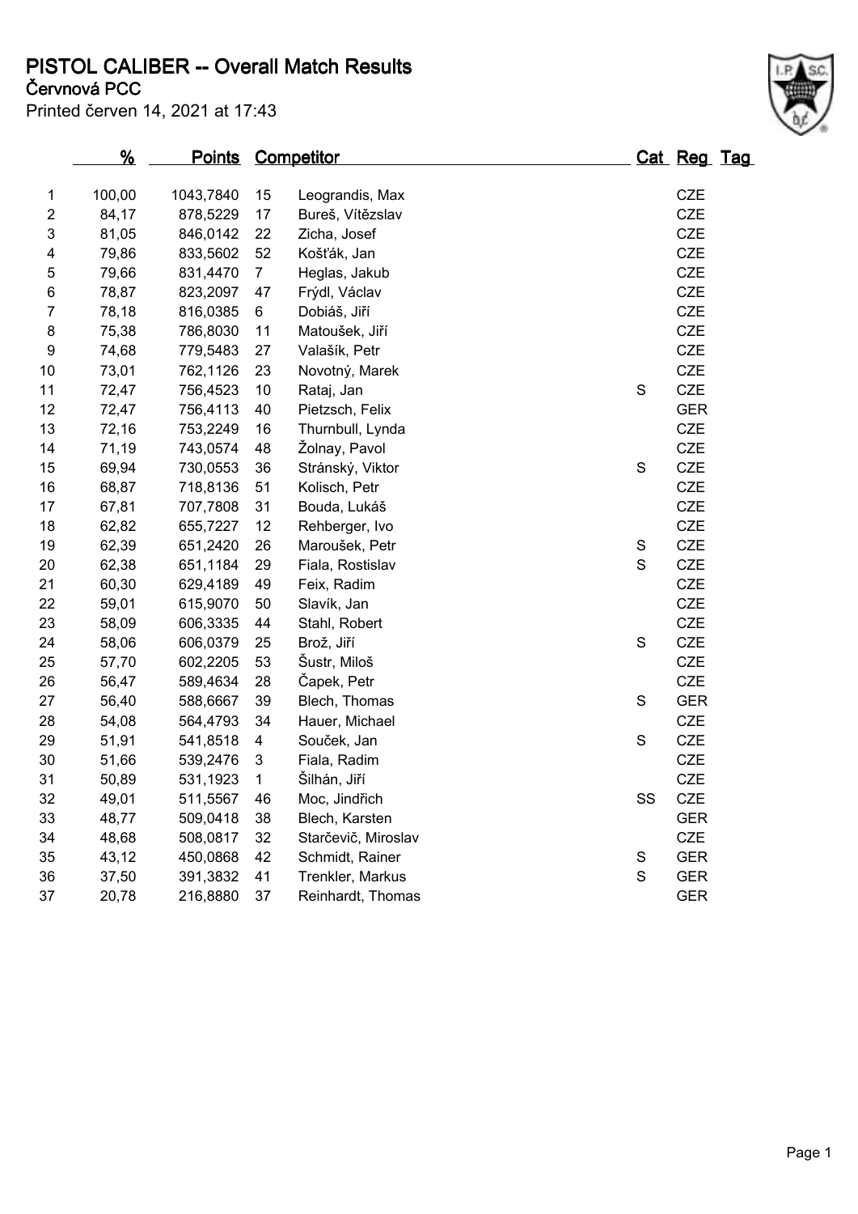# PISTOL CALIBER -- Overall Match Results

**Červnová PCC**

Printed červen 14, 2021 at 17:43

| | % | Points | Competitor | | Cat | Reg | Tag |
|---|---|---|---|---|---|---|---|
| 1 | 100,00 | 1043,7840 | 15 | Leograndis, Max | | CZE | |
| 2 | 84,17 | 878,5229 | 17 | Bureš, Vítězslav | | CZE | |
| 3 | 81,05 | 846,0142 | 22 | Zicha, Josef | | CZE | |
| 4 | 79,86 | 833,5602 | 52 | Košťák, Jan | | CZE | |
| 5 | 79,66 | 831,4470 | 7 | Heglas, Jakub | | CZE | |
| 6 | 78,87 | 823,2097 | 47 | Frýdl, Václav | | CZE | |
| 7 | 78,18 | 816,0385 | 6 | Dobiáš, Jiří | | CZE | |
| 8 | 75,38 | 786,8030 | 11 | Matoušek, Jiří | | CZE | |
| 9 | 74,68 | 779,5483 | 27 | Valašík, Petr | | CZE | |
| 10 | 73,01 | 762,1126 | 23 | Novotný, Marek | | CZE | |
| 11 | 72,47 | 756,4523 | 10 | Rataj, Jan | S | CZE | |
| 12 | 72,47 | 756,4113 | 40 | Pietzsch, Felix | | GER | |
| 13 | 72,16 | 753,2249 | 16 | Thurnbull, Lynda | | CZE | |
| 14 | 71,19 | 743,0574 | 48 | Žolnay, Pavol | | CZE | |
| 15 | 69,94 | 730,0553 | 36 | Stránský, Viktor | S | CZE | |
| 16 | 68,87 | 718,8136 | 51 | Kolisch, Petr | | CZE | |
| 17 | 67,81 | 707,7808 | 31 | Bouda, Lukáš | | CZE | |
| 18 | 62,82 | 655,7227 | 12 | Rehberger, Ivo | | CZE | |
| 19 | 62,39 | 651,2420 | 26 | Maroušek, Petr | S | CZE | |
| 20 | 62,38 | 651,1184 | 29 | Fiala, Rostislav | S | CZE | |
| 21 | 60,30 | 629,4189 | 49 | Feix, Radim | | CZE | |
| 22 | 59,01 | 615,9070 | 50 | Slavík, Jan | | CZE | |
| 23 | 58,09 | 606,3335 | 44 | Stahl, Robert | | CZE | |
| 24 | 58,06 | 606,0379 | 25 | Brož, Jiří | S | CZE | |
| 25 | 57,70 | 602,2205 | 53 | Šustr, Miloš | | CZE | |
| 26 | 56,47 | 589,4634 | 28 | Čapek, Petr | | CZE | |
| 27 | 56,40 | 588,6667 | 39 | Blech, Thomas | S | GER | |
| 28 | 54,08 | 564,4793 | 34 | Hauer, Michael | | CZE | |
| 29 | 51,91 | 541,8518 | 4 | Souček, Jan | S | CZE | |
| 30 | 51,66 | 539,2476 | 3 | Fiala, Radim | | CZE | |
| 31 | 50,89 | 531,1923 | 1 | Šilhán, Jiří | | CZE | |
| 32 | 49,01 | 511,5567 | 46 | Moc, Jindřich | SS | CZE | |
| 33 | 48,77 | 509,0418 | 38 | Blech, Karsten | | GER | |
| 34 | 48,68 | 508,0817 | 32 | Starčevič, Miroslav | | CZE | |
| 35 | 43,12 | 450,0868 | 42 | Schmidt, Rainer | S | GER | |
| 36 | 37,50 | 391,3832 | 41 | Trenkler, Markus | S | GER | |
| 37 | 20,78 | 216,8880 | 37 | Reinhardt, Thomas | | GER | |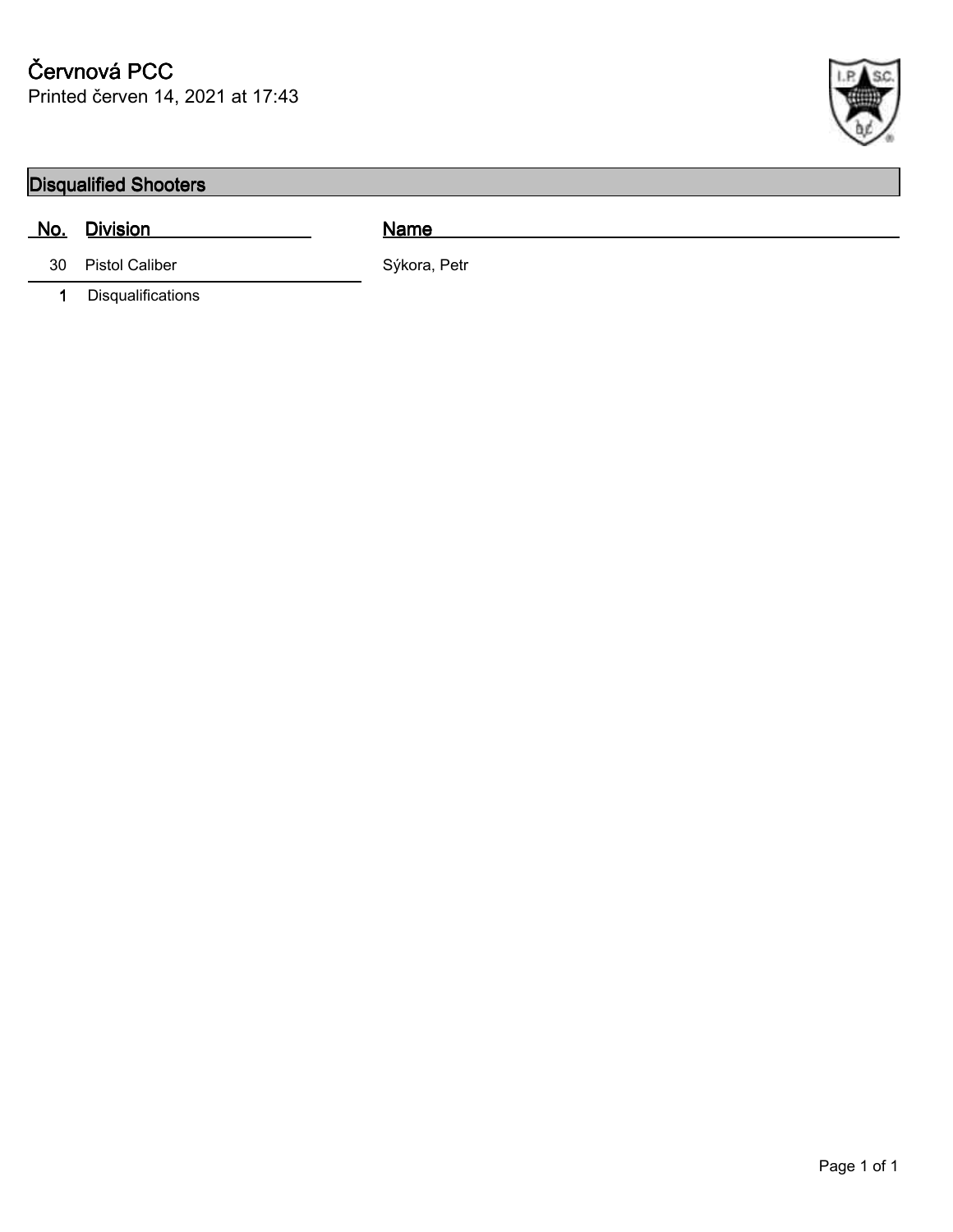# Červnová PCC

Printed červen 14, 2021 at 17:43

## Disqualified Shooters

| No. | Division | Name |
|---|---|---|
| 30 | Pistol Caliber | Sýkora, Petr |

1 Disqualifications